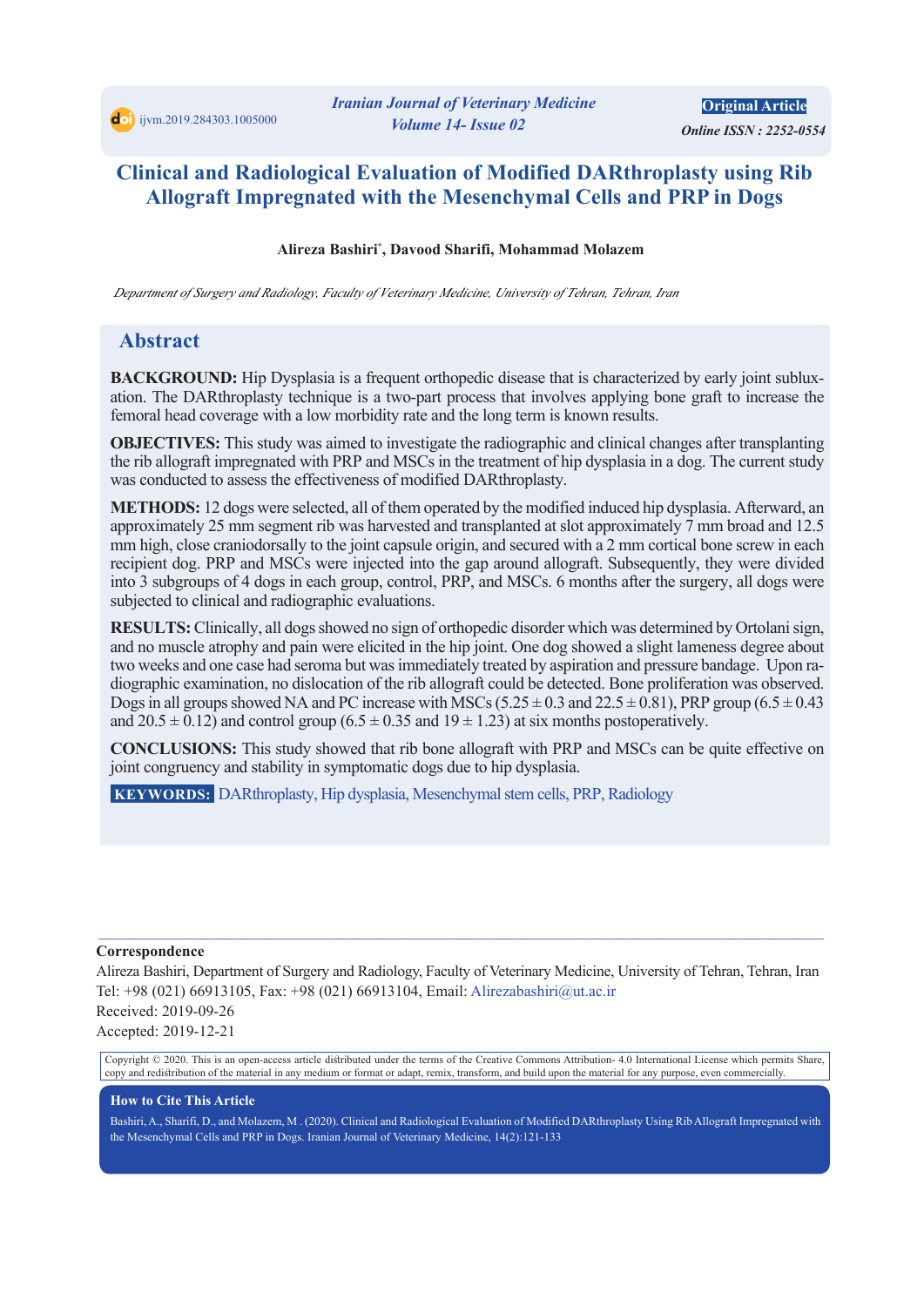ijvm.2019.284303.1005000

*Iranian Journal of Veterinary Medicine*
*Volume 14- Issue 02*

**Original Article**

*Online ISSN : 2252-0554*

# Clinical and Radiological Evaluation of Modified DARthroplasty using Rib Allograft Impregnated with the Mesenchymal Cells and PRP in Dogs

**Alireza Bashiri*, Davood Sharifi, Mohammad Molazem**

*Department of Surgery and Radiology, Faculty of Veterinary Medicine, University of Tehran, Tehran, Iran*

## Abstract

**BACKGROUND:** Hip Dysplasia is a frequent orthopedic disease that is characterized by early joint subluxation. The DARthroplasty technique is a two-part process that involves applying bone graft to increase the femoral head coverage with a low morbidity rate and the long term is known results.

**OBJECTIVES:** This study was aimed to investigate the radiographic and clinical changes after transplanting the rib allograft impregnated with PRP and MSCs in the treatment of hip dysplasia in a dog. The current study was conducted to assess the effectiveness of modified DARthroplasty.

**METHODS:** 12 dogs were selected, all of them operated by the modified induced hip dysplasia. Afterward, an approximately 25 mm segment rib was harvested and transplanted at slot approximately 7 mm broad and 12.5 mm high, close craniodorsally to the joint capsule origin, and secured with a 2 mm cortical bone screw in each recipient dog. PRP and MSCs were injected into the gap around allograft. Subsequently, they were divided into 3 subgroups of 4 dogs in each group, control, PRP, and MSCs. 6 months after the surgery, all dogs were subjected to clinical and radiographic evaluations.

**RESULTS:** Clinically, all dogs showed no sign of orthopedic disorder which was determined by Ortolani sign, and no muscle atrophy and pain were elicited in the hip joint. One dog showed a slight lameness degree about two weeks and one case had seroma but was immediately treated by aspiration and pressure bandage. Upon radiographic examination, no dislocation of the rib allograft could be detected. Bone proliferation was observed. Dogs in all groups showed NA and PC increase with MSCs ($5.25 \pm 0.3$ and $22.5 \pm 0.81$), PRP group ($6.5 \pm 0.43$ and $20.5 \pm 0.12$) and control group ($6.5 \pm 0.35$ and $19 \pm 1.23$) at six months postoperatively.

**CONCLUSIONS:** This study showed that rib bone allograft with PRP and MSCs can be quite effective on joint congruency and stability in symptomatic dogs due to hip dysplasia.

**KEYWORDS:** DARthroplasty, Hip dysplasia, Mesenchymal stem cells, PRP, Radiology

**Correspondence**

Alireza Bashiri, Department of Surgery and Radiology, Faculty of Veterinary Medicine, University of Tehran, Tehran, Iran
Tel: +98 (021) 66913105, Fax: +98 (021) 66913104, Email: Alirezabashiri@ut.ac.ir
Received: 2019-09-26
Accepted: 2019-12-21

Copyright © 2020. This is an open-access article distributed under the terms of the Creative Commons Attribution- 4.0 International License which permits Share, copy and redistribution of the material in any medium or format or adapt, remix, transform, and build upon the material for any purpose, even commercially.

**How to Cite This Article**

Bashiri, A., Sharifi, D., and Molazem, M . (2020). Clinical and Radiological Evaluation of Modified DARthroplasty Using Rib Allograft Impregnated with the Mesenchymal Cells and PRP in Dogs. Iranian Journal of Veterinary Medicine, 14(2):121-133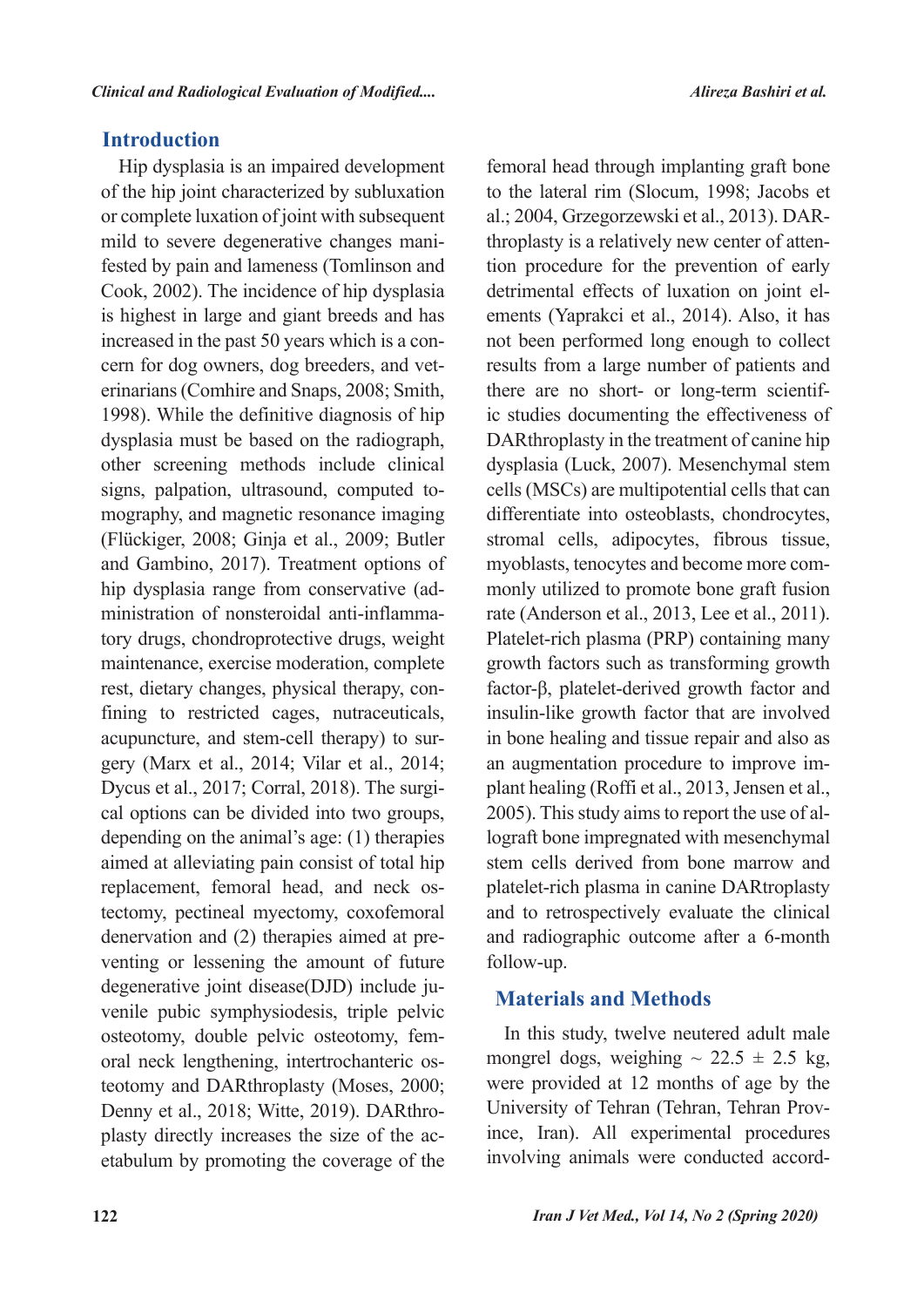## Introduction

Hip dysplasia is an impaired development of the hip joint characterized by subluxation or complete luxation of joint with subsequent mild to severe degenerative changes manifested by pain and lameness (Tomlinson and Cook, 2002). The incidence of hip dysplasia is highest in large and giant breeds and has increased in the past 50 years which is a concern for dog owners, dog breeders, and veterinarians (Comhire and Snaps, 2008; Smith, 1998). While the definitive diagnosis of hip dysplasia must be based on the radiograph, other screening methods include clinical signs, palpation, ultrasound, computed tomography, and magnetic resonance imaging (Flückiger, 2008; Ginja et al., 2009; Butler and Gambino, 2017). Treatment options of hip dysplasia range from conservative (administration of nonsteroidal anti-inflammatory drugs, chondroprotective drugs, weight maintenance, exercise moderation, complete rest, dietary changes, physical therapy, confining to restricted cages, nutraceuticals, acupuncture, and stem-cell therapy) to surgery (Marx et al., 2014; Vilar et al., 2014; Dycus et al., 2017; Corral, 2018). The surgical options can be divided into two groups, depending on the animal's age: (1) therapies aimed at alleviating pain consist of total hip replacement, femoral head, and neck ostectomy, pectineal myectomy, coxofemoral denervation and (2) therapies aimed at preventing or lessening the amount of future degenerative joint disease(DJD) include juvenile pubic symphysiodesis, triple pelvic osteotomy, double pelvic osteotomy, femoral neck lengthening, intertrochanteric osteotomy and DARthroplasty (Moses, 2000; Denny et al., 2018; Witte, 2019). DARthroplasty directly increases the size of the acetabulum by promoting the coverage of the femoral head through implanting graft bone to the lateral rim (Slocum, 1998; Jacobs et al.; 2004, Grzegorzewski et al., 2013). DARthroplasty is a relatively new center of attention procedure for the prevention of early detrimental effects of luxation on joint elements (Yaprakci et al., 2014). Also, it has not been performed long enough to collect results from a large number of patients and there are no short- or long-term scientific studies documenting the effectiveness of DARthroplasty in the treatment of canine hip dysplasia (Luck, 2007). Mesenchymal stem cells (MSCs) are multipotential cells that can differentiate into osteoblasts, chondrocytes, stromal cells, adipocytes, fibrous tissue, myoblasts, tenocytes and become more commonly utilized to promote bone graft fusion rate (Anderson et al., 2013, Lee et al., 2011). Platelet-rich plasma (PRP) containing many growth factors such as transforming growth factor-β, platelet-derived growth factor and insulin-like growth factor that are involved in bone healing and tissue repair and also as an augmentation procedure to improve implant healing (Roffi et al., 2013, Jensen et al., 2005). This study aims to report the use of allograft bone impregnated with mesenchymal stem cells derived from bone marrow and platelet-rich plasma in canine DARtroplasty and to retrospectively evaluate the clinical and radiographic outcome after a 6-month follow-up.

## Materials and Methods

In this study, twelve neutered adult male mongrel dogs, weighing ~ 22.5 ± 2.5 kg, were provided at 12 months of age by the University of Tehran (Tehran, Tehran Province, Iran). All experimental procedures involving animals were conducted accord-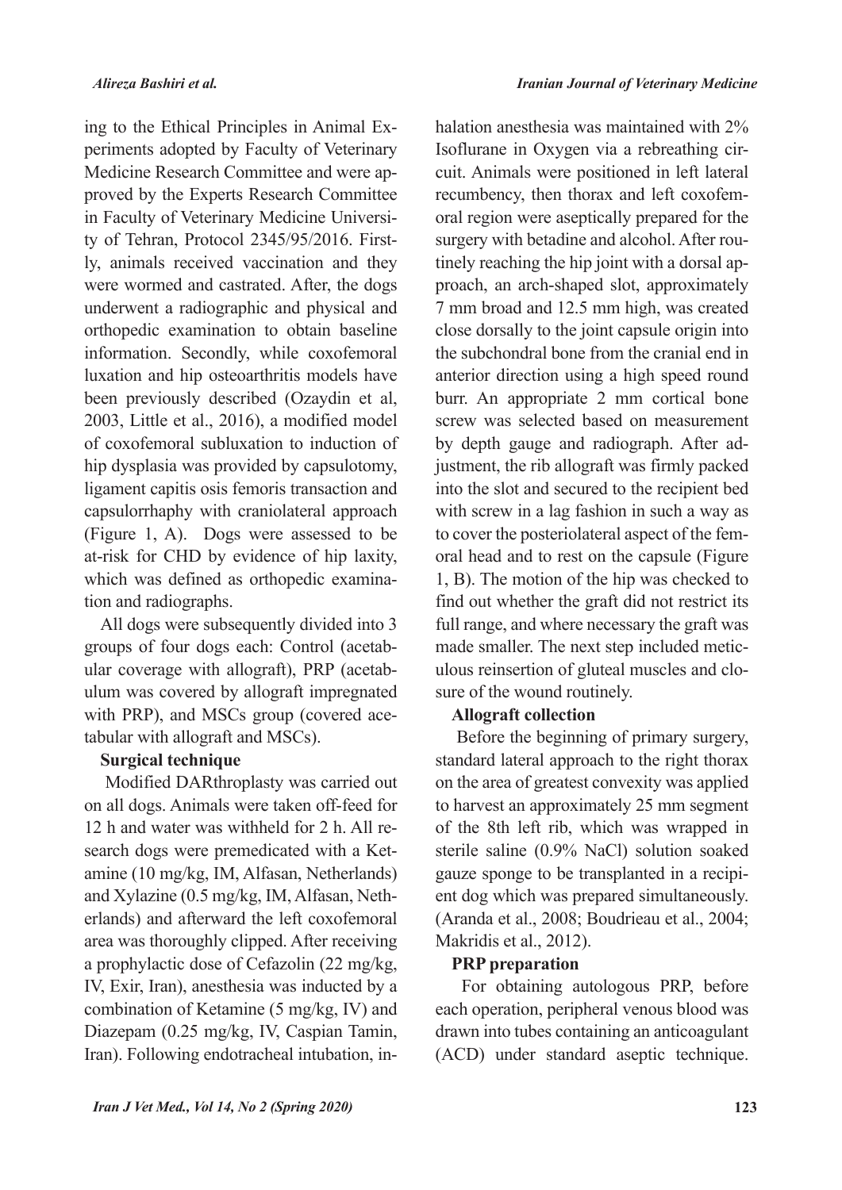ing to the Ethical Principles in Animal Experiments adopted by Faculty of Veterinary Medicine Research Committee and were approved by the Experts Research Committee in Faculty of Veterinary Medicine University of Tehran, Protocol 2345/95/2016. Firstly, animals received vaccination and they were wormed and castrated. After, the dogs underwent a radiographic and physical and orthopedic examination to obtain baseline information. Secondly, while coxofemoral luxation and hip osteoarthritis models have been previously described (Ozaydin et al, 2003, Little et al., 2016), a modified model of coxofemoral subluxation to induction of hip dysplasia was provided by capsulotomy, ligament capitis osis femoris transaction and capsulorrhaphy with craniolateral approach (Figure 1, A). Dogs were assessed to be at-risk for CHD by evidence of hip laxity, which was defined as orthopedic examination and radiographs.

All dogs were subsequently divided into 3 groups of four dogs each: Control (acetabular coverage with allograft), PRP (acetabulum was covered by allograft impregnated with PRP), and MSCs group (covered acetabular with allograft and MSCs).

**Surgical technique**

Modified DARthroplasty was carried out on all dogs. Animals were taken off-feed for 12 h and water was withheld for 2 h. All research dogs were premedicated with a Ketamine (10 mg/kg, IM, Alfasan, Netherlands) and Xylazine (0.5 mg/kg, IM, Alfasan, Netherlands) and afterward the left coxofemoral area was thoroughly clipped. After receiving a prophylactic dose of Cefazolin (22 mg/kg, IV, Exir, Iran), anesthesia was inducted by a combination of Ketamine (5 mg/kg, IV) and Diazepam (0.25 mg/kg, IV, Caspian Tamin, Iran). Following endotracheal intubation, inhalation anesthesia was maintained with 2% Isoflurane in Oxygen via a rebreathing circuit. Animals were positioned in left lateral recumbency, then thorax and left coxofemoral region were aseptically prepared for the surgery with betadine and alcohol. After routinely reaching the hip joint with a dorsal approach, an arch-shaped slot, approximately 7 mm broad and 12.5 mm high, was created close dorsally to the joint capsule origin into the subchondral bone from the cranial end in anterior direction using a high speed round burr. An appropriate 2 mm cortical bone screw was selected based on measurement by depth gauge and radiograph. After adjustment, the rib allograft was firmly packed into the slot and secured to the recipient bed with screw in a lag fashion in such a way as to cover the posteriolateral aspect of the femoral head and to rest on the capsule (Figure 1, B). The motion of the hip was checked to find out whether the graft did not restrict its full range, and where necessary the graft was made smaller. The next step included meticulous reinsertion of gluteal muscles and closure of the wound routinely.

**Allograft collection**

Before the beginning of primary surgery, standard lateral approach to the right thorax on the area of greatest convexity was applied to harvest an approximately 25 mm segment of the 8th left rib, which was wrapped in sterile saline (0.9% NaCl) solution soaked gauze sponge to be transplanted in a recipient dog which was prepared simultaneously. (Aranda et al., 2008; Boudrieau et al., 2004; Makridis et al., 2012).

**PRP preparation**

For obtaining autologous PRP, before each operation, peripheral venous blood was drawn into tubes containing an anticoagulant (ACD) under standard aseptic technique.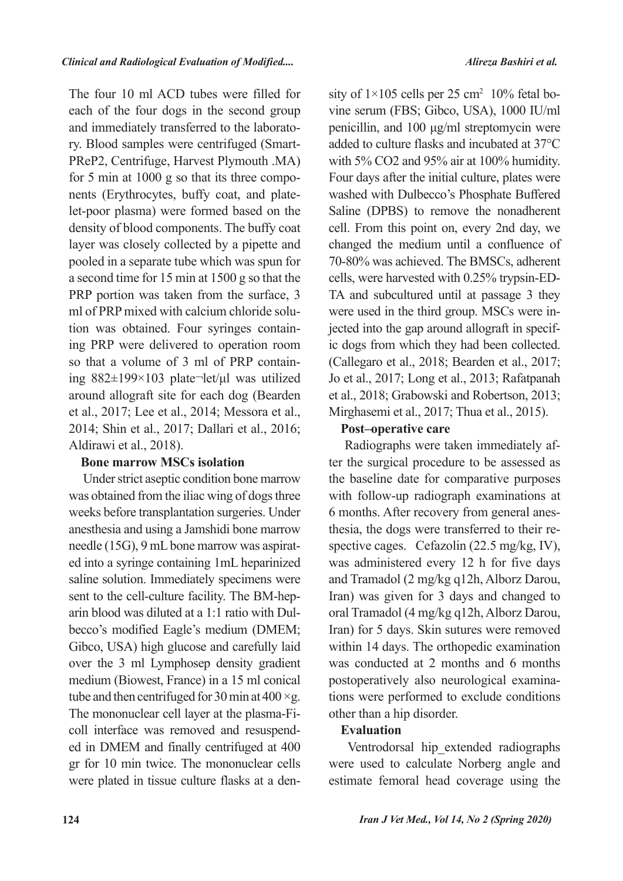The four 10 ml ACD tubes were filled for each of the four dogs in the second group and immediately transferred to the laboratory. Blood samples were centrifuged (SmartPReP2, Centrifuge, Harvest Plymouth .MA) for 5 min at 1000 g so that its three components (Erythrocytes, buffy coat, and platelet-poor plasma) were formed based on the density of blood components. The buffy coat layer was closely collected by a pipette and pooled in a separate tube which was spun for a second time for 15 min at 1500 g so that the PRP portion was taken from the surface, 3 ml of PRP mixed with calcium chloride solution was obtained. Four syringes containing PRP were delivered to operation room so that a volume of 3 ml of PRP containing 882±199×103 plate¬let/µl was utilized around allograft site for each dog (Bearden et al., 2017; Lee et al., 2014; Messora et al., 2014; Shin et al., 2017; Dallari et al., 2016; Aldirawi et al., 2018).

**Bone marrow MSCs isolation**

Under strict aseptic condition bone marrow was obtained from the iliac wing of dogs three weeks before transplantation surgeries. Under anesthesia and using a Jamshidi bone marrow needle (15G), 9 mL bone marrow was aspirated into a syringe containing 1mL heparinized saline solution. Immediately specimens were sent to the cell-culture facility. The BM-heparin blood was diluted at a 1:1 ratio with Dulbecco's modified Eagle's medium (DMEM; Gibco, USA) high glucose and carefully laid over the 3 ml Lymphosep density gradient medium (Biowest, France) in a 15 ml conical tube and then centrifuged for 30 min at 400 ×g. The mononuclear cell layer at the plasma-Ficoll interface was removed and resuspended in DMEM and finally centrifuged at 400 gr for 10 min twice. The mononuclear cells were plated in tissue culture flasks at a density of 1×105 cells per 25 $cm^2$ 10% fetal bovine serum (FBS; Gibco, USA), 1000 IU/ml penicillin, and 100 µg/ml streptomycin were added to culture flasks and incubated at 37°C with 5% CO2 and 95% air at 100% humidity. Four days after the initial culture, plates were washed with Dulbecco's Phosphate Buffered Saline (DPBS) to remove the nonadherent cell. From this point on, every 2nd day, we changed the medium until a confluence of 70-80% was achieved. The BMSCs, adherent cells, were harvested with 0.25% trypsin-EDTA and subcultured until at passage 3 they were used in the third group. MSCs were injected into the gap around allograft in specific dogs from which they had been collected. (Callegaro et al., 2018; Bearden et al., 2017; Jo et al., 2017; Long et al., 2013; Rafatpanah et al., 2018; Grabowski and Robertson, 2013; Mirghasemi et al., 2017; Thua et al., 2015).

**Post–operative care**

Radiographs were taken immediately after the surgical procedure to be assessed as the baseline date for comparative purposes with follow-up radiograph examinations at 6 months. After recovery from general anesthesia, the dogs were transferred to their respective cages. Cefazolin (22.5 mg/kg, IV), was administered every 12 h for five days and Tramadol (2 mg/kg q12h, Alborz Darou, Iran) was given for 3 days and changed to oral Tramadol (4 mg/kg q12h, Alborz Darou, Iran) for 5 days. Skin sutures were removed within 14 days. The orthopedic examination was conducted at 2 months and 6 months postoperatively also neurological examinations were performed to exclude conditions other than a hip disorder.

**Evaluation**

Ventrodorsal hip_extended radiographs were used to calculate Norberg angle and estimate femoral head coverage using the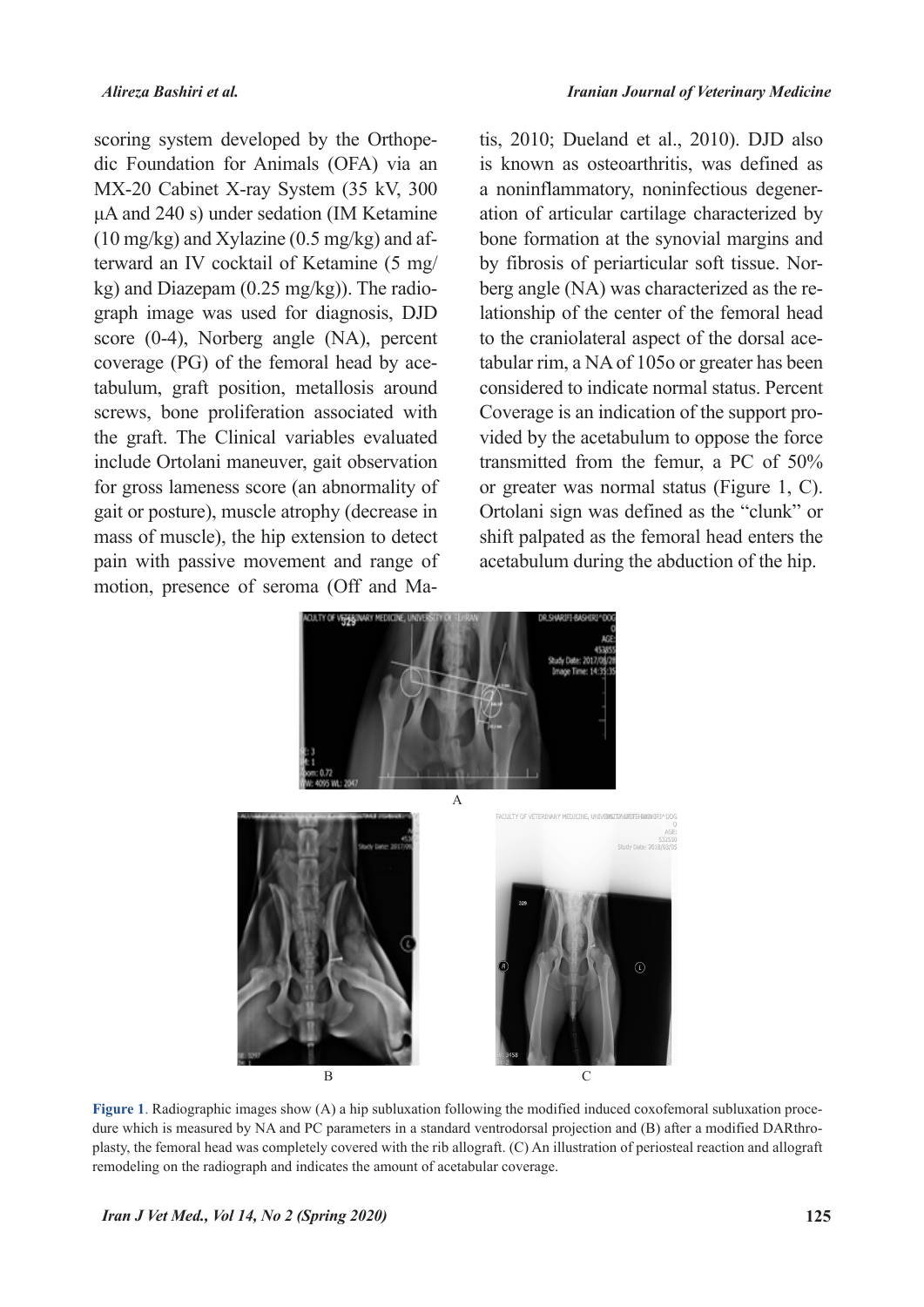scoring system developed by the Orthopedic Foundation for Animals (OFA) via an MX-20 Cabinet X-ray System (35 kV, 300 μA and 240 s) under sedation (IM Ketamine (10 mg/kg) and Xylazine (0.5 mg/kg) and afterward an IV cocktail of Ketamine (5 mg/kg) and Diazepam (0.25 mg/kg)). The radiograph image was used for diagnosis, DJD score (0-4), Norberg angle (NA), percent coverage (PG) of the femoral head by acetabulum, graft position, metallosis around screws, bone proliferation associated with the graft. The Clinical variables evaluated include Ortolani maneuver, gait observation for gross lameness score (an abnormality of gait or posture), muscle atrophy (decrease in mass of muscle), the hip extension to detect pain with passive movement and range of motion, presence of seroma (Off and Matis, 2010; Dueland et al., 2010). DJD also is known as osteoarthritis, was defined as a noninflammatory, noninfectious degeneration of articular cartilage characterized by bone formation at the synovial margins and by fibrosis of periarticular soft tissue. Norberg angle (NA) was characterized as the relationship of the center of the femoral head to the craniolateral aspect of the dorsal acetabular rim, a NA of 105o or greater has been considered to indicate normal status. Percent Coverage is an indication of the support provided by the acetabulum to oppose the force transmitted from the femur, a PC of 50% or greater was normal status (Figure 1, C). Ortolani sign was defined as the "clunk" or shift palpated as the femoral head enters the acetabulum during the abduction of the hip.

A

B

C

**Figure 1**. Radiographic images show (A) a hip subluxation following the modified induced coxofemoral subluxation procedure which is measured by NA and PC parameters in a standard ventrodorsal projection and (B) after a modified DARthroplasty, the femoral head was completely covered with the rib allograft. (C) An illustration of periosteal reaction and allograft remodeling on the radiograph and indicates the amount of acetabular coverage.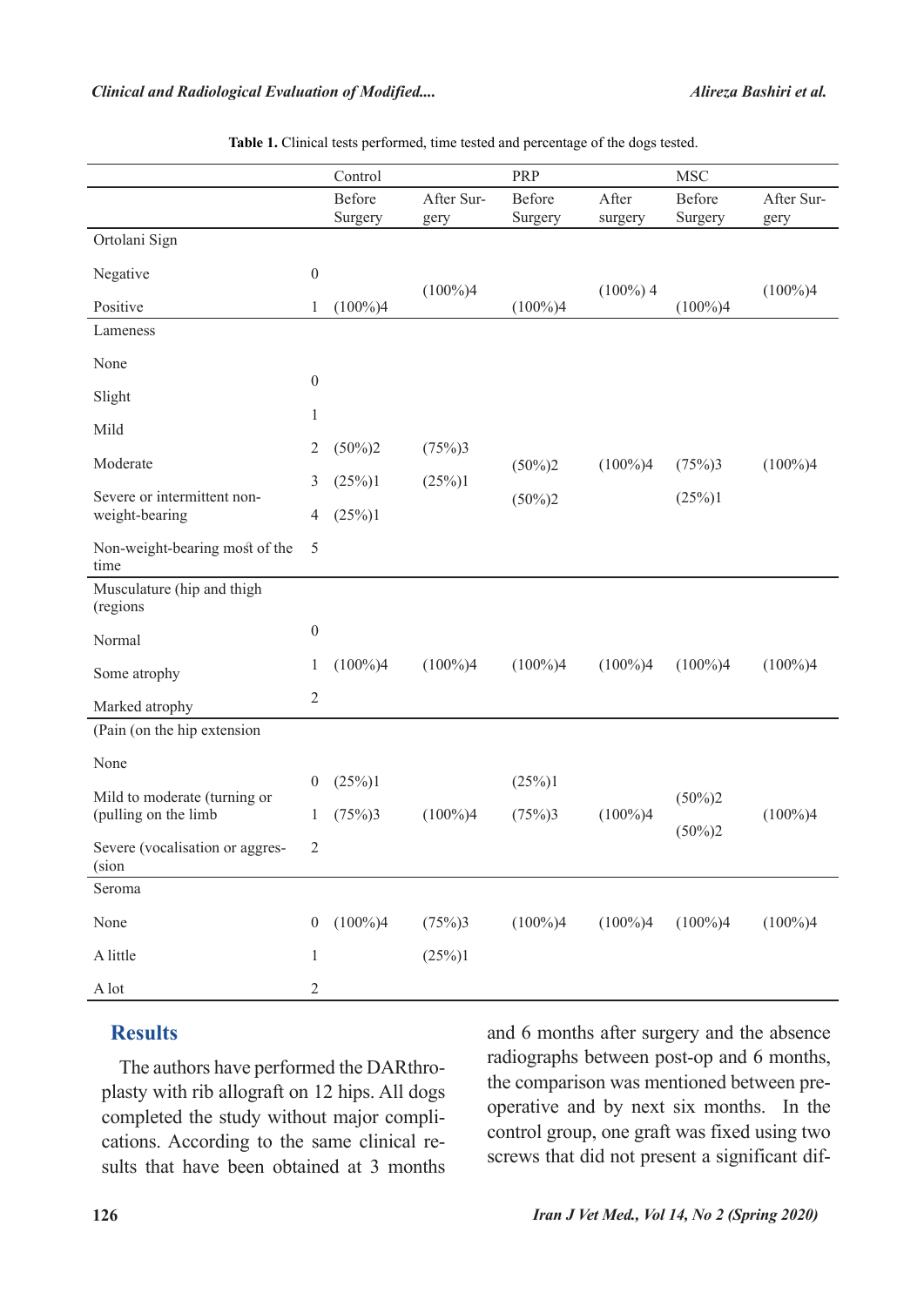**Table 1.** Clinical tests performed, time tested and percentage of the dogs tested.

| | | Control | | PRP | | MSC | |
|---|---|---|---|---|---|---|---|
| | | Before Surgery | After Surgery | Before Surgery | After surgery | Before Surgery | After Surgery |
| Ortolani Sign | | | | | | | |
| Negative | 0 | | (100%)4 | | (100%) 4 | | (100%)4 |
| Positive | 1 | (100%)4 | | (100%)4 | | (100%)4 | |
| Lameness | | | | | | | |
| None | 0 | | | | | | |
| Slight | 1 | | | | | | |
| Mild | 2 | (50%)2 | (75%)3 | (50%)2 | (100%)4 | (75%)3 | (100%)4 |
| Moderate | 3 | (25%)1 | (25%)1 | (50%)2 | | (25%)1 | |
| Severe or intermittent non-weight-bearing | 4 | (25%)1 | | | | | |
| Non-weight-bearing most of the time | 5 | | | | | | |
| Musculature (hip and thigh (regions | | | | | | | |
| Normal | 0 | | | | | | |
| Some atrophy | 1 | (100%)4 | (100%)4 | (100%)4 | (100%)4 | (100%)4 | (100%)4 |
| Marked atrophy | 2 | | | | | | |
| (Pain (on the hip extension | | | | | | | |
| None | 0 | (25%)1 | | (25%)1 | | (50%)2 | |
| Mild to moderate (turning or (pulling on the limb | 1 | (75%)3 | (100%)4 | (75%)3 | (100%)4 | (50%)2 | (100%)4 |
| Severe (vocalisation or aggres-(sion | 2 | | | | | | |
| Seroma | | | | | | | |
| None | 0 | (100%)4 | (75%)3 | (100%)4 | (100%)4 | (100%)4 | (100%)4 |
| A little | 1 | | (25%)1 | | | | |
| A lot | 2 | | | | | | |

## Results

The authors have performed the DARthroplasty with rib allograft on 12 hips. All dogs completed the study without major complications. According to the same clinical results that have been obtained at 3 months and 6 months after surgery and the absence radiographs between post-op and 6 months, the comparison was mentioned between preoperative and by next six months. In the control group, one graft was fixed using two screws that did not present a significant dif-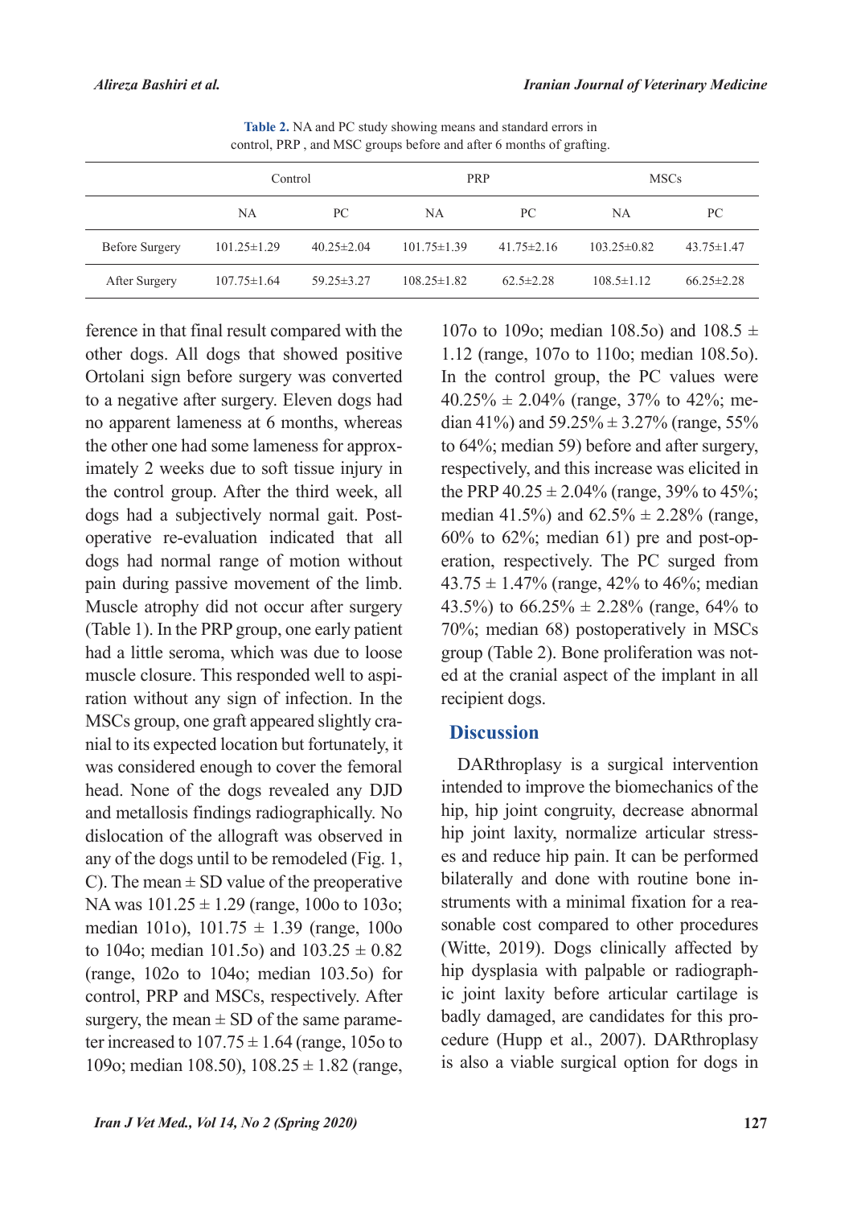**Table 2.** NA and PC study showing means and standard errors in control, PRP , and MSC groups before and after 6 months of grafting.

| | Control | | PRP | | MSCs | |
|---|---|---|---|---|---|---|
| | NA | PC | NA | PC | NA | PC |
| Before Surgery | 101.25±1.29 | 40.25±2.04 | 101.75±1.39 | 41.75±2.16 | 103.25±0.82 | 43.75±1.47 |
| After Surgery | 107.75±1.64 | 59.25±3.27 | 108.25±1.82 | 62.5±2.28 | 108.5±1.12 | 66.25±2.28 |

ference in that final result compared with the other dogs. All dogs that showed positive Ortolani sign before surgery was converted to a negative after surgery. Eleven dogs had no apparent lameness at 6 months, whereas the other one had some lameness for approximately 2 weeks due to soft tissue injury in the control group. After the third week, all dogs had a subjectively normal gait. Postoperative re-evaluation indicated that all dogs had normal range of motion without pain during passive movement of the limb. Muscle atrophy did not occur after surgery (Table 1). In the PRP group, one early patient had a little seroma, which was due to loose muscle closure. This responded well to aspiration without any sign of infection. In the MSCs group, one graft appeared slightly cranial to its expected location but fortunately, it was considered enough to cover the femoral head. None of the dogs revealed any DJD and metallosis findings radiographically. No dislocation of the allograft was observed in any of the dogs until to be remodeled (Fig. 1, C). The mean ± SD value of the preoperative NA was 101.25 ± 1.29 (range, 100o to 103o; median 101o), 101.75 ± 1.39 (range, 100o to 104o; median 101.5o) and 103.25 ± 0.82 (range, 102o to 104o; median 103.5o) for control, PRP and MSCs, respectively. After surgery, the mean ± SD of the same parameter increased to 107.75 ± 1.64 (range, 105o to 109o; median 108.50), 108.25 ± 1.82 (range, 107o to 109o; median 108.5o) and 108.5 ± 1.12 (range, 107o to 110o; median 108.5o). In the control group, the PC values were 40.25% ± 2.04% (range, 37% to 42%; median 41%) and 59.25% ± 3.27% (range, 55% to 64%; median 59) before and after surgery, respectively, and this increase was elicited in the PRP 40.25 ± 2.04% (range, 39% to 45%; median 41.5%) and 62.5% ± 2.28% (range, 60% to 62%; median 61) pre and post-operation, respectively. The PC surged from 43.75 ± 1.47% (range, 42% to 46%; median 43.5%) to 66.25% ± 2.28% (range, 64% to 70%; median 68) postoperatively in MSCs group (Table 2). Bone proliferation was noted at the cranial aspect of the implant in all recipient dogs.

## Discussion

DARthroplasy is a surgical intervention intended to improve the biomechanics of the hip, hip joint congruity, decrease abnormal hip joint laxity, normalize articular stresses and reduce hip pain. It can be performed bilaterally and done with routine bone instruments with a minimal fixation for a reasonable cost compared to other procedures (Witte, 2019). Dogs clinically affected by hip dysplasia with palpable or radiographic joint laxity before articular cartilage is badly damaged, are candidates for this procedure (Hupp et al., 2007). DARthroplasy is also a viable surgical option for dogs in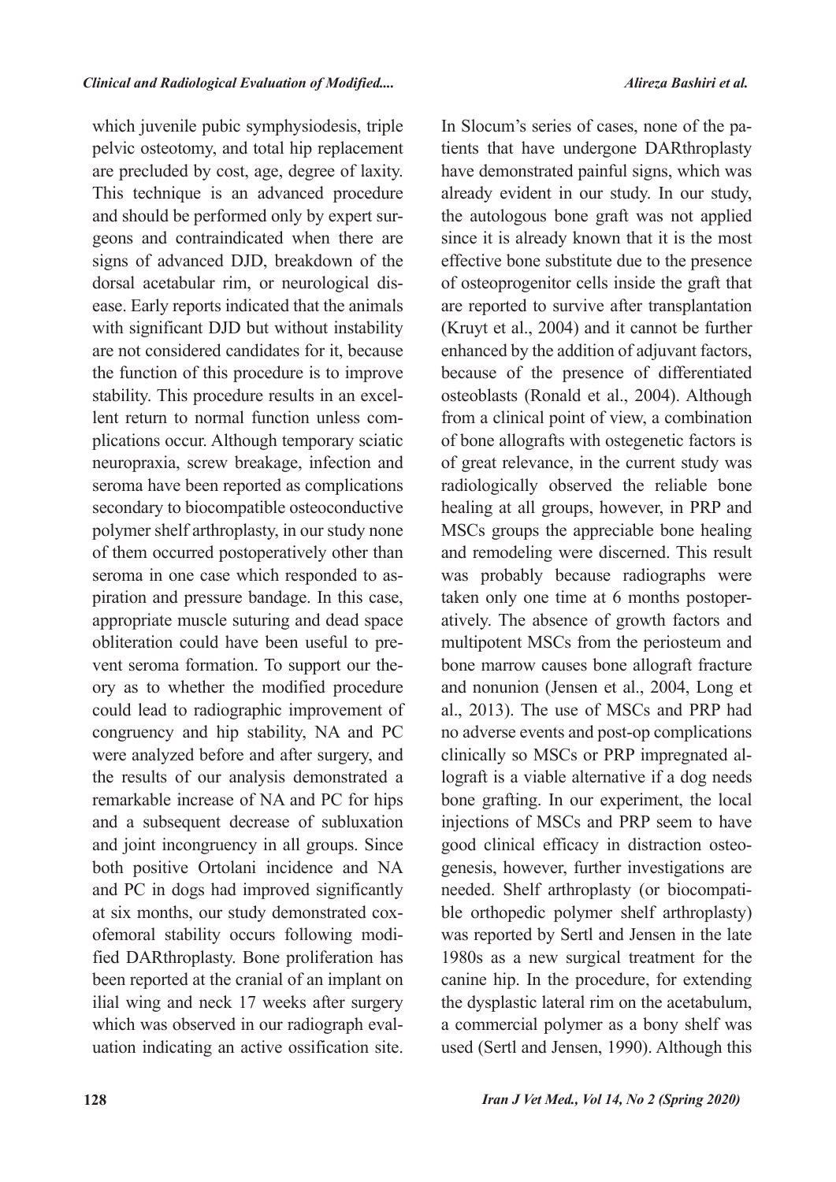which juvenile pubic symphysiodesis, triple pelvic osteotomy, and total hip replacement are precluded by cost, age, degree of laxity. This technique is an advanced procedure and should be performed only by expert surgeons and contraindicated when there are signs of advanced DJD, breakdown of the dorsal acetabular rim, or neurological disease. Early reports indicated that the animals with significant DJD but without instability are not considered candidates for it, because the function of this procedure is to improve stability. This procedure results in an excellent return to normal function unless complications occur. Although temporary sciatic neuropraxia, screw breakage, infection and seroma have been reported as complications secondary to biocompatible osteoconductive polymer shelf arthroplasty, in our study none of them occurred postoperatively other than seroma in one case which responded to aspiration and pressure bandage. In this case, appropriate muscle suturing and dead space obliteration could have been useful to prevent seroma formation. To support our theory as to whether the modified procedure could lead to radiographic improvement of congruency and hip stability, NA and PC were analyzed before and after surgery, and the results of our analysis demonstrated a remarkable increase of NA and PC for hips and a subsequent decrease of subluxation and joint incongruency in all groups. Since both positive Ortolani incidence and NA and PC in dogs had improved significantly at six months, our study demonstrated coxofemoral stability occurs following modified DARthroplasty. Bone proliferation has been reported at the cranial of an implant on ilial wing and neck 17 weeks after surgery which was observed in our radiograph evaluation indicating an active ossification site.

In Slocum's series of cases, none of the patients that have undergone DARthroplasty have demonstrated painful signs, which was already evident in our study. In our study, the autologous bone graft was not applied since it is already known that it is the most effective bone substitute due to the presence of osteoprogenitor cells inside the graft that are reported to survive after transplantation (Kruyt et al., 2004) and it cannot be further enhanced by the addition of adjuvant factors, because of the presence of differentiated osteoblasts (Ronald et al., 2004). Although from a clinical point of view, a combination of bone allografts with ostegenetic factors is of great relevance, in the current study was radiologically observed the reliable bone healing at all groups, however, in PRP and MSCs groups the appreciable bone healing and remodeling were discerned. This result was probably because radiographs were taken only one time at 6 months postoperatively. The absence of growth factors and multipotent MSCs from the periosteum and bone marrow causes bone allograft fracture and nonunion (Jensen et al., 2004, Long et al., 2013). The use of MSCs and PRP had no adverse events and post-op complications clinically so MSCs or PRP impregnated allograft is a viable alternative if a dog needs bone grafting. In our experiment, the local injections of MSCs and PRP seem to have good clinical efficacy in distraction osteogenesis, however, further investigations are needed. Shelf arthroplasty (or biocompatible orthopedic polymer shelf arthroplasty) was reported by Sertl and Jensen in the late 1980s as a new surgical treatment for the canine hip. In the procedure, for extending the dysplastic lateral rim on the acetabulum, a commercial polymer as a bony shelf was used (Sertl and Jensen, 1990). Although this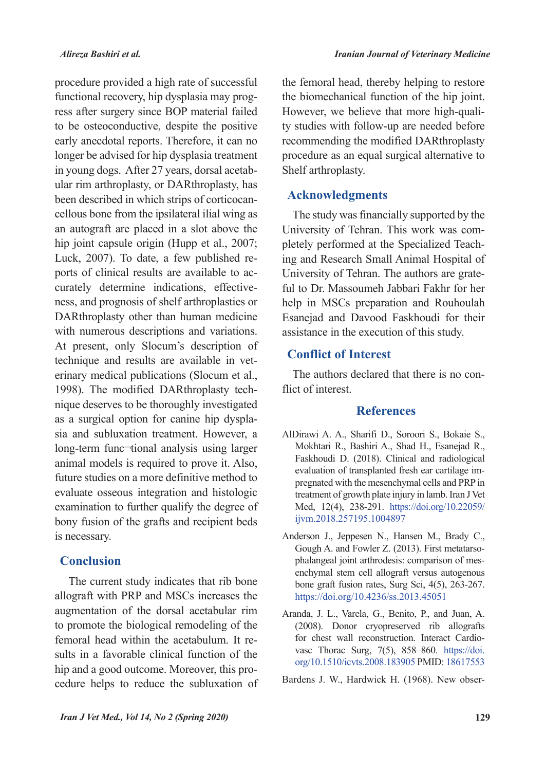procedure provided a high rate of successful functional recovery, hip dysplasia may progress after surgery since BOP material failed to be osteoconductive, despite the positive early anecdotal reports. Therefore, it can no longer be advised for hip dysplasia treatment in young dogs. After 27 years, dorsal acetabular rim arthroplasty, or DARthroplasty, has been described in which strips of corticocancellous bone from the ipsilateral ilial wing as an autograft are placed in a slot above the hip joint capsule origin (Hupp et al., 2007; Luck, 2007). To date, a few published reports of clinical results are available to accurately determine indications, effectiveness, and prognosis of shelf arthroplasties or DARthroplasty other than human medicine with numerous descriptions and variations. At present, only Slocum's description of technique and results are available in veterinary medical publications (Slocum et al., 1998). The modified DARthroplasty technique deserves to be thoroughly investigated as a surgical option for canine hip dysplasia and subluxation treatment. However, a long-term func¬tional analysis using larger animal models is required to prove it. Also, future studies on a more definitive method to evaluate osseous integration and histologic examination to further qualify the degree of bony fusion of the grafts and recipient beds is necessary.

## Conclusion

The current study indicates that rib bone allograft with PRP and MSCs increases the augmentation of the dorsal acetabular rim to promote the biological remodeling of the femoral head within the acetabulum. It results in a favorable clinical function of the hip and a good outcome. Moreover, this procedure helps to reduce the subluxation of the femoral head, thereby helping to restore the biomechanical function of the hip joint. However, we believe that more high-quality studies with follow-up are needed before recommending the modified DARthroplasty procedure as an equal surgical alternative to Shelf arthroplasty.

## Acknowledgments

The study was financially supported by the University of Tehran. This work was completely performed at the Specialized Teaching and Research Small Animal Hospital of University of Tehran. The authors are grateful to Dr. Massoumeh Jabbari Fakhr for her help in MSCs preparation and Rouhoulah Esanejad and Davood Faskhoudi for their assistance in the execution of this study.

## Conflict of Interest

The authors declared that there is no conflict of interest.

## References

AlDirawi A. A., Sharifi D., Soroori S., Bokaie S., Mokhtari R., Bashiri A., Shad H., Esanejad R., Faskhoudi D. (2018). Clinical and radiological evaluation of transplanted fresh ear cartilage impregnated with the mesenchymal cells and PRP in treatment of growth plate injury in lamb. Iran J Vet Med, 12(4), 238-291. https://doi.org/10.22059/ijvm.2018.257195.1004897

Anderson J., Jeppesen N., Hansen M., Brady C., Gough A. and Fowler Z. (2013). First metatarsophalangeal joint arthrodesis: comparison of mesenchymal stem cell allograft versus autogenous bone graft fusion rates, Surg Sci, 4(5), 263-267. https://doi.org/10.4236/ss.2013.45051

Aranda, J. L., Varela, G., Benito, P., and Juan, A. (2008). Donor cryopreserved rib allografts for chest wall reconstruction. Interact Cardiovasc Thorac Surg, 7(5), 858–860. https://doi.org/10.1510/icvts.2008.183905 PMID: 18617553

Bardens J. W., Hardwick H. (1968). New obser-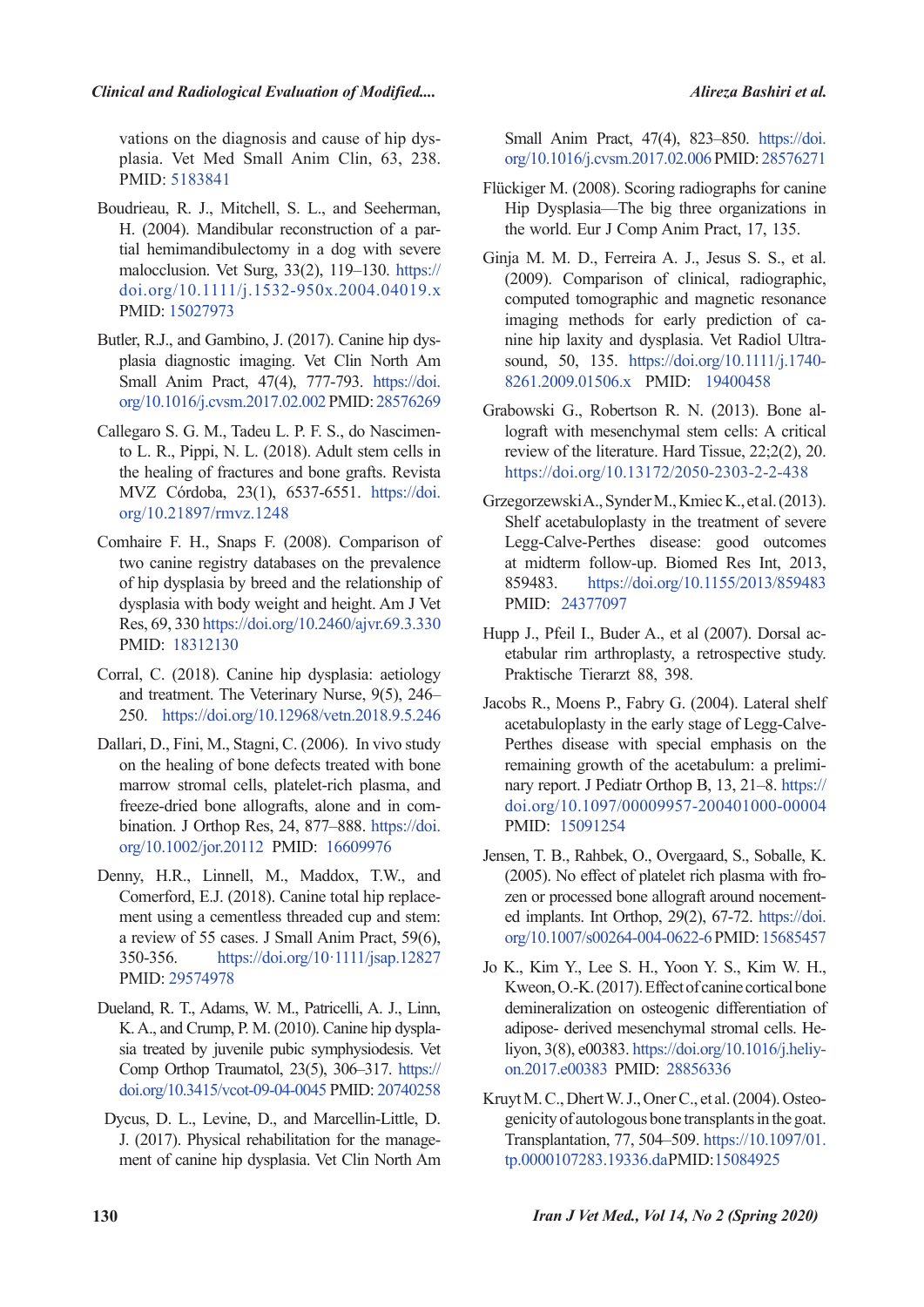vations on the diagnosis and cause of hip dysplasia. Vet Med Small Anim Clin, 63, 238. PMID: 5183841

Boudrieau, R. J., Mitchell, S. L., and Seeherman, H. (2004). Mandibular reconstruction of a partial hemimandibulectomy in a dog with severe malocclusion. Vet Surg, 33(2), 119–130. https://doi.org/10.1111/j.1532-950x.2004.04019.x PMID: 15027973

Butler, R.J., and Gambino, J. (2017). Canine hip dysplasia diagnostic imaging. Vet Clin North Am Small Anim Pract, 47(4), 777-793. https://doi.org/10.1016/j.cvsm.2017.02.002 PMID: 28576269

Callegaro S. G. M., Tadeu L. P. F. S., do Nascimento L. R., Pippi, N. L. (2018). Adult stem cells in the healing of fractures and bone grafts. Revista MVZ Córdoba, 23(1), 6537-6551. https://doi.org/10.21897/rmvz.1248

Comhaire F. H., Snaps F. (2008). Comparison of two canine registry databases on the prevalence of hip dysplasia by breed and the relationship of dysplasia with body weight and height. Am J Vet Res, 69, 330 https://doi.org/10.2460/ajvr.69.3.330 PMID: 18312130

Corral, C. (2018). Canine hip dysplasia: aetiology and treatment. The Veterinary Nurse, 9(5), 246–250. https://doi.org/10.12968/vetn.2018.9.5.246

Dallari, D., Fini, M., Stagni, C. (2006). In vivo study on the healing of bone defects treated with bone marrow stromal cells, platelet-rich plasma, and freeze-dried bone allografts, alone and in combination. J Orthop Res, 24, 877–888. https://doi.org/10.1002/jor.20112 PMID: 16609976

Denny, H.R., Linnell, M., Maddox, T.W., and Comerford, E.J. (2018). Canine total hip replacement using a cementless threaded cup and stem: a review of 55 cases. J Small Anim Pract, 59(6), 350-356. https://doi.org/10·1111/jsap.12827 PMID: 29574978

Dueland, R. T., Adams, W. M., Patricelli, A. J., Linn, K. A., and Crump, P. M. (2010). Canine hip dysplasia treated by juvenile pubic symphysiodesis. Vet Comp Orthop Traumatol, 23(5), 306–317. https://doi.org/10.3415/vcot-09-04-0045 PMID: 20740258

Dycus, D. L., Levine, D., and Marcellin-Little, D. J. (2017). Physical rehabilitation for the management of canine hip dysplasia. Vet Clin North Am Small Anim Pract, 47(4), 823–850. https://doi.org/10.1016/j.cvsm.2017.02.006 PMID: 28576271

Flückiger M. (2008). Scoring radiographs for canine Hip Dysplasia—The big three organizations in the world. Eur J Comp Anim Pract, 17, 135.

Ginja M. M. D., Ferreira A. J., Jesus S. S., et al. (2009). Comparison of clinical, radiographic, computed tomographic and magnetic resonance imaging methods for early prediction of canine hip laxity and dysplasia. Vet Radiol Ultrasound, 50, 135. https://doi.org/10.1111/j.1740-8261.2009.01506.x PMID: 19400458

Grabowski G., Robertson R. N. (2013). Bone allograft with mesenchymal stem cells: A critical review of the literature. Hard Tissue, 22;2(2), 20. https://doi.org/10.13172/2050-2303-2-2-438

Grzegorzewski A., Synder M., Kmiec K., et al. (2013). Shelf acetabuloplasty in the treatment of severe Legg-Calve-Perthes disease: good outcomes at midterm follow-up. Biomed Res Int, 2013, 859483. https://doi.org/10.1155/2013/859483 PMID: 24377097

Hupp J., Pfeil I., Buder A., et al (2007). Dorsal acetabular rim arthroplasty, a retrospective study. Praktische Tierarzt 88, 398.

Jacobs R., Moens P., Fabry G. (2004). Lateral shelf acetabuloplasty in the early stage of Legg-Calve-Perthes disease with special emphasis on the remaining growth of the acetabulum: a preliminary report. J Pediatr Orthop B, 13, 21–8. https://doi.org/10.1097/00009957-200401000-00004 PMID: 15091254

Jensen, T. B., Rahbek, O., Overgaard, S., Soballe, K. (2005). No effect of platelet rich plasma with frozen or processed bone allograft around nocemented implants. Int Orthop, 29(2), 67-72. https://doi.org/10.1007/s00264-004-0622-6 PMID: 15685457

Jo K., Kim Y., Lee S. H., Yoon Y. S., Kim W. H., Kweon, O.-K. (2017). Effect of canine cortical bone demineralization on osteogenic differentiation of adipose- derived mesenchymal stromal cells. Heliyon, 3(8), e00383. https://doi.org/10.1016/j.heliyon.2017.e00383 PMID: 28856336

Kruyt M. C., Dhert W. J., Oner C., et al. (2004). Osteogenicity of autologous bone transplants in the goat. Transplantation, 77, 504–509. https://10.1097/01.tp.0000107283.19336.daPMID:15084925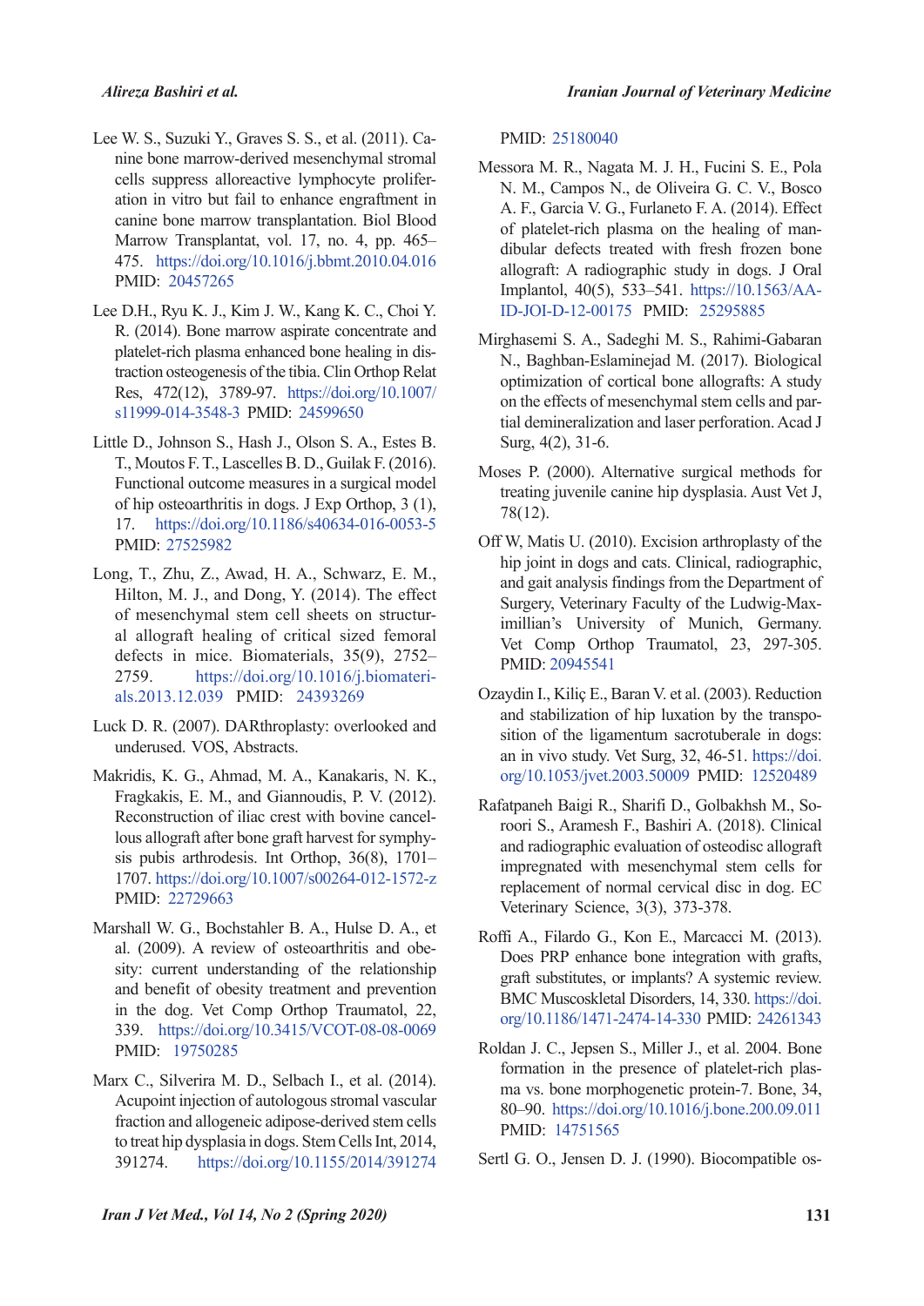Lee W. S., Suzuki Y., Graves S. S., et al. (2011). Canine bone marrow-derived mesenchymal stromal cells suppress alloreactive lymphocyte proliferation in vitro but fail to enhance engraftment in canine bone marrow transplantation. Biol Blood Marrow Transplantat, vol. 17, no. 4, pp. 465–475. https://doi.org/10.1016/j.bbmt.2010.04.016 PMID: 20457265

Lee D.H., Ryu K. J., Kim J. W., Kang K. C., Choi Y. R. (2014). Bone marrow aspirate concentrate and platelet-rich plasma enhanced bone healing in distraction osteogenesis of the tibia. Clin Orthop Relat Res, 472(12), 3789-97. https://doi.org/10.1007/s11999-014-3548-3 PMID: 24599650

Little D., Johnson S., Hash J., Olson S. A., Estes B. T., Moutos F. T., Lascelles B. D., Guilak F. (2016). Functional outcome measures in a surgical model of hip osteoarthritis in dogs. J Exp Orthop, 3 (1), 17. https://doi.org/10.1186/s40634-016-0053-5 PMID: 27525982

Long, T., Zhu, Z., Awad, H. A., Schwarz, E. M., Hilton, M. J., and Dong, Y. (2014). The effect of mesenchymal stem cell sheets on structural allograft healing of critical sized femoral defects in mice. Biomaterials, 35(9), 2752–2759. https://doi.org/10.1016/j.biomaterials.2013.12.039 PMID: 24393269

Luck D. R. (2007). DARthroplasty: overlooked and underused. VOS, Abstracts.

Makridis, K. G., Ahmad, M. A., Kanakaris, N. K., Fragkakis, E. M., and Giannoudis, P. V. (2012). Reconstruction of iliac crest with bovine cancellous allograft after bone graft harvest for symphysis pubis arthrodesis. Int Orthop, 36(8), 1701–1707. https://doi.org/10.1007/s00264-012-1572-z PMID: 22729663

Marshall W. G., Bochstahler B. A., Hulse D. A., et al. (2009). A review of osteoarthritis and obesity: current understanding of the relationship and benefit of obesity treatment and prevention in the dog. Vet Comp Orthop Traumatol, 22, 339. https://doi.org/10.3415/VCOT-08-08-0069 PMID: 19750285

Marx C., Silverira M. D., Selbach I., et al. (2014). Acupoint injection of autologous stromal vascular fraction and allogeneic adipose-derived stem cells to treat hip dysplasia in dogs. Stem Cells Int, 2014, 391274. https://doi.org/10.1155/2014/391274 PMID: 25180040

Messora M. R., Nagata M. J. H., Fucini S. E., Pola N. M., Campos N., de Oliveira G. C. V., Bosco A. F., Garcia V. G., Furlaneto F. A. (2014). Effect of platelet-rich plasma on the healing of mandibular defects treated with fresh frozen bone allograft: A radiographic study in dogs. J Oral Implantol, 40(5), 533–541. https://10.1563/AAID-JOI-D-12-00175 PMID: 25295885

Mirghasemi S. A., Sadeghi M. S., Rahimi-Gabaran N., Baghban-Eslaminejad M. (2017). Biological optimization of cortical bone allografts: A study on the effects of mesenchymal stem cells and partial demineralization and laser perforation. Acad J Surg, 4(2), 31-6.

Moses P. (2000). Alternative surgical methods for treating juvenile canine hip dysplasia. Aust Vet J, 78(12).

Off W, Matis U. (2010). Excision arthroplasty of the hip joint in dogs and cats. Clinical, radiographic, and gait analysis findings from the Department of Surgery, Veterinary Faculty of the Ludwig-Maximillian's University of Munich, Germany. Vet Comp Orthop Traumatol, 23, 297-305. PMID: 20945541

Ozaydin I., Kiliç E., Baran V. et al. (2003). Reduction and stabilization of hip luxation by the transposition of the ligamentum sacrotuberale in dogs: an in vivo study. Vet Surg, 32, 46-51. https://doi.org/10.1053/jvet.2003.50009 PMID: 12520489

Rafatpaneh Baigi R., Sharifi D., Golbakhsh M., Soroori S., Aramesh F., Bashiri A. (2018). Clinical and radiographic evaluation of osteodisc allograft impregnated with mesenchymal stem cells for replacement of normal cervical disc in dog. EC Veterinary Science, 3(3), 373-378.

Roffi A., Filardo G., Kon E., Marcacci M. (2013). Does PRP enhance bone integration with grafts, graft substitutes, or implants? A systemic review. BMC Muscoskletal Disorders, 14, 330. https://doi.org/10.1186/1471-2474-14-330 PMID: 24261343

Roldan J. C., Jepsen S., Miller J., et al. 2004. Bone formation in the presence of platelet-rich plasma vs. bone morphogenetic protein-7. Bone, 34, 80–90. https://doi.org/10.1016/j.bone.200.09.011 PMID: 14751565

Sertl G. O., Jensen D. J. (1990). Biocompatible os-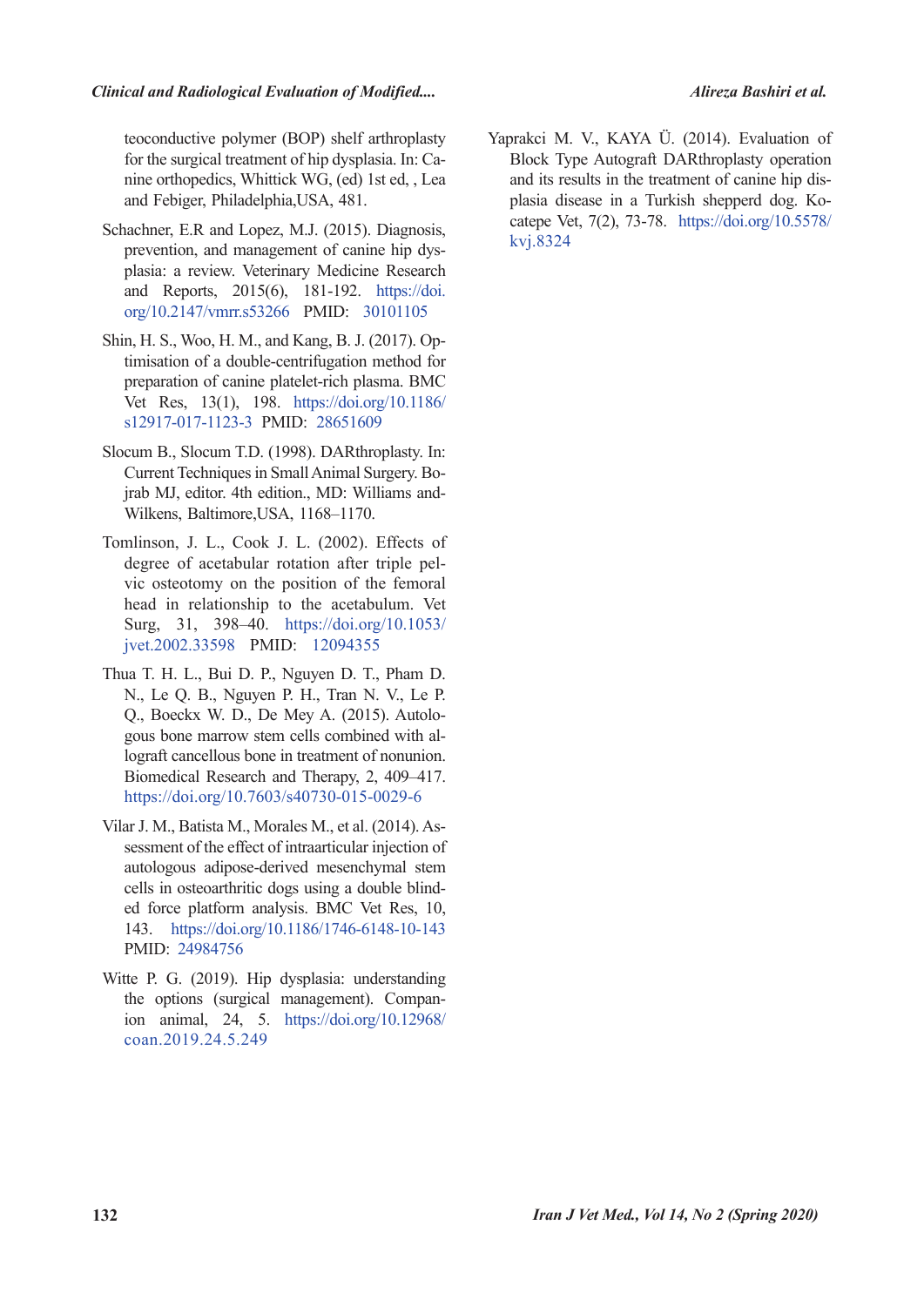teoconductive polymer (BOP) shelf arthroplasty for the surgical treatment of hip dysplasia. In: Canine orthopedics, Whittick WG, (ed) 1st ed, , Lea and Febiger, Philadelphia,USA, 481.

Schachner, E.R and Lopez, M.J. (2015). Diagnosis, prevention, and management of canine hip dysplasia: a review. Veterinary Medicine Research and Reports, 2015(6), 181-192. https://doi.org/10.2147/vmrr.s53266 PMID: 30101105

Shin, H. S., Woo, H. M., and Kang, B. J. (2017). Optimisation of a double-centrifugation method for preparation of canine platelet-rich plasma. BMC Vet Res, 13(1), 198. https://doi.org/10.1186/s12917-017-1123-3 PMID: 28651609

Slocum B., Slocum T.D. (1998). DARthroplasty. In: Current Techniques in Small Animal Surgery. Bojrab MJ, editor. 4th edition., MD: Williams and-Wilkens, Baltimore,USA, 1168–1170.

Tomlinson, J. L., Cook J. L. (2002). Effects of degree of acetabular rotation after triple pelvic osteotomy on the position of the femoral head in relationship to the acetabulum. Vet Surg, 31, 398–40. https://doi.org/10.1053/jvet.2002.33598 PMID: 12094355

Thua T. H. L., Bui D. P., Nguyen D. T., Pham D. N., Le Q. B., Nguyen P. H., Tran N. V., Le P. Q., Boeckx W. D., De Mey A. (2015). Autologous bone marrow stem cells combined with allograft cancellous bone in treatment of nonunion. Biomedical Research and Therapy, 2, 409–417. https://doi.org/10.7603/s40730-015-0029-6

Vilar J. M., Batista M., Morales M., et al. (2014). Assessment of the effect of intraarticular injection of autologous adipose-derived mesenchymal stem cells in osteoarthritic dogs using a double blinded force platform analysis. BMC Vet Res, 10, 143. https://doi.org/10.1186/1746-6148-10-143 PMID: 24984756

Witte P. G. (2019). Hip dysplasia: understanding the options (surgical management). Companion animal, 24, 5. https://doi.org/10.12968/coan.2019.24.5.249

Yaprakci M. V., KAYA Ü. (2014). Evaluation of Block Type Autograft DARthroplasty operation and its results in the treatment of canine hip displasia disease in a Turkish shepperd dog. Kocatepe Vet, 7(2), 73-78. https://doi.org/10.5578/kvj.8324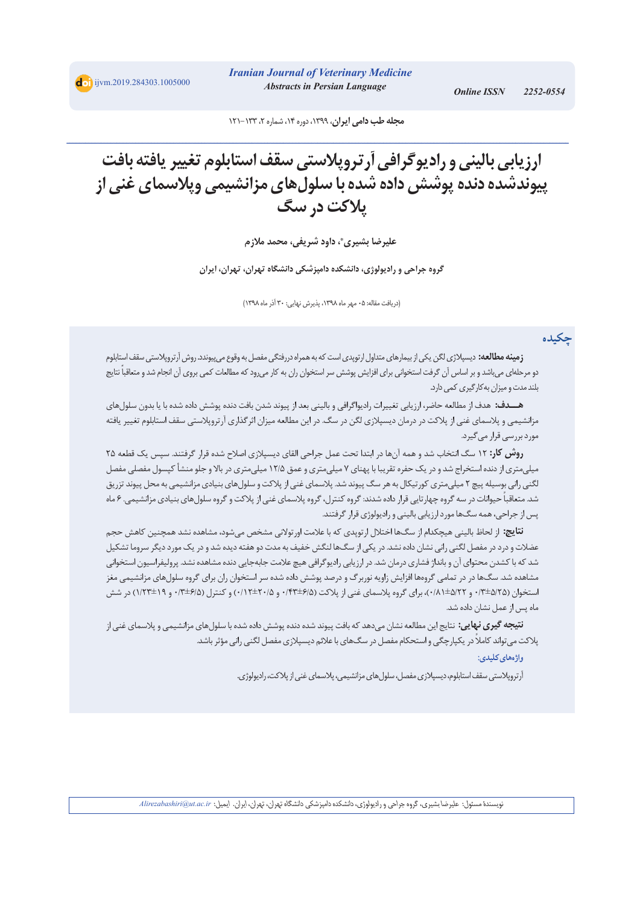# ارزیابی بالینی و رادیوگرافی آرتروپلاستی سقف استابلوم تغییر یافته بافت پیوندشده دنده پوشش داده شده با سلول‌های مزانشیمی وپلاسمای غنی از پلاکت در سگ

**علیرضا بشیری\*، داود شریفی، محمد ملازم**

**گروه جراحی و رادیولوژی، دانشکده دامپزشکی دانشگاه تهران، تهران، ایران**

(دریافت مقاله: ۰۵ مهر ماه ۱۳۹۸، پذیرش نهایی: ۳۰ آذر ماه ۱۳۹۸)

## چکیده

**زمینه مطالعه:** دیسپلازی لگن یکی از بیماری‌های متداول ارتوپدی است که به همراه دررفتگی مفصل به وقوع می‌پیوندد. روش آرتروپلاستی سقف استابلوم دو مرحله‌ای می‌باشد و بر اساس آن گرفت استخوانی برای افزایش پوشش سر استخوان ران به کار می‌رود که مطالعات کمی بروی آن انجام شد و متعاقباً نتایج بلند مدت و میزان به‌کارگیری کمی دارد.

**هـــدف:** هدف از مطالعه حاضر، ارزیابی تغییرات رادیوگرافی و بالینی بعد از پیوند شدن بافت دنده پوشش داده شده با یا بدون سلول‌های مزانشیمی و پلاسمای غنی از پلاکت در درمان دیسپلازی لگن در سگ. در این مطالعه میزان اثرگذاری آرتروپلاستی سقف استابلوم تغییر یافته مورد بررسی قرار می‌گیرد.

**روش کار:** ۱۲ سگ انتخاب شد و همه آن‌ها در ابتدا تحت عمل جراحی القای دیسپلازی اصلاح شده قرار گرفتند. سپس یک قطعه ۲۵ میلی‌متری از دنده استخراج شد و در یک حفره تقریبا با پهنای ۷ میلی‌متری و عمق ۱۲/۵ میلی‌متری در بالا و جلو منشأ کپسول مفصلی مفصل لگنی رانی بوسیله پیچ ۲ میلی‌متری کورتیکال به هر سگ پیوند شد. پلاسمای غنی از پلاکت و سلول‌های بنیادی مزانشیمی به محل پیوند تزریق شد. متعاقباً حیوانات در سه گروه چهارتایی قرار داده شدند: گروه کنترل، گروه پلاسمای غنی از پلاکت و گروه سلول‌های بنیادی مزانشیمی. ۶ ماه پس از جراحی، همه سگ‌ها مورد ارزیابی بالینی و رادیولوژی قرار گرفتند.

**نتایج:** از لحاظ بالینی هیچکدام از سگ‌ها اختلال ارتوپدی که با علامت اورتولانی مشخص می‌شود، مشاهده نشد همچنین کاهش حجم عضلات و درد در مفصل لگنی رانی نشان داده نشد. در یکی از سگ‌ها لنگش خفیف به مدت دو هفته دیده شد و در یک مورد دیگر سروما تشکیل شد که با کشدن محتوای آن و بانداژ فشاری درمان شد. در ارزیابی رادیوگرافی هیچ علامت جابه‌جایی دنده مشاهده نشد. پرولیفراسیون استخوانی مشاهده شد. سگ‌ها در در تمامی گروه‌ها افزایش زاویه نوربرگ و درصد پوشش داده شده سر استخوان ران برای گروه سلول‌های مزانشیمی مغز استخوان (۵/۲۵±۰/۳ و ۵/۲۲±۰/۸۱)، برای گروه پلاسمای غنی از پلاکت (۶/۵±۰/۴۳ و ۲۰/۵±۰/۱۲) و کنترل (۶/۵±۰/۳ و ۱۹±۱/۲۳) در شش ماه پس از عمل نشان داده شد.

**نتیجه گیری نهایی:** نتایج این مطالعه نشان می‌دهد که بافت پیوند شده دنده پوشش داده شده با سلول‌های مزانشیمی و پلاسمای غنی از پلاکت می‌تواند کاملاً در یکپارچگی و استحکام مفصل در سگ‌های با علائم دیسپلازی مفصل لگنی رانی مؤثر باشد.

**واژه‌های کلیدی:**

آرتروپلاستی سقف استابلوم، دیسپلازی مفصل، سلول‌های مزانشیمی، پلاسمای غنی از پلاکت، رادیولوژی.

نویسندهٔ مسئول: علیرضا بشیری، گروه جراحی و رادیولوژی، دانشکده دامپزشکی دانشگاه تهران، تهران، ایران. ایمیل: *Alirezabashiri@ut.ac.ir*